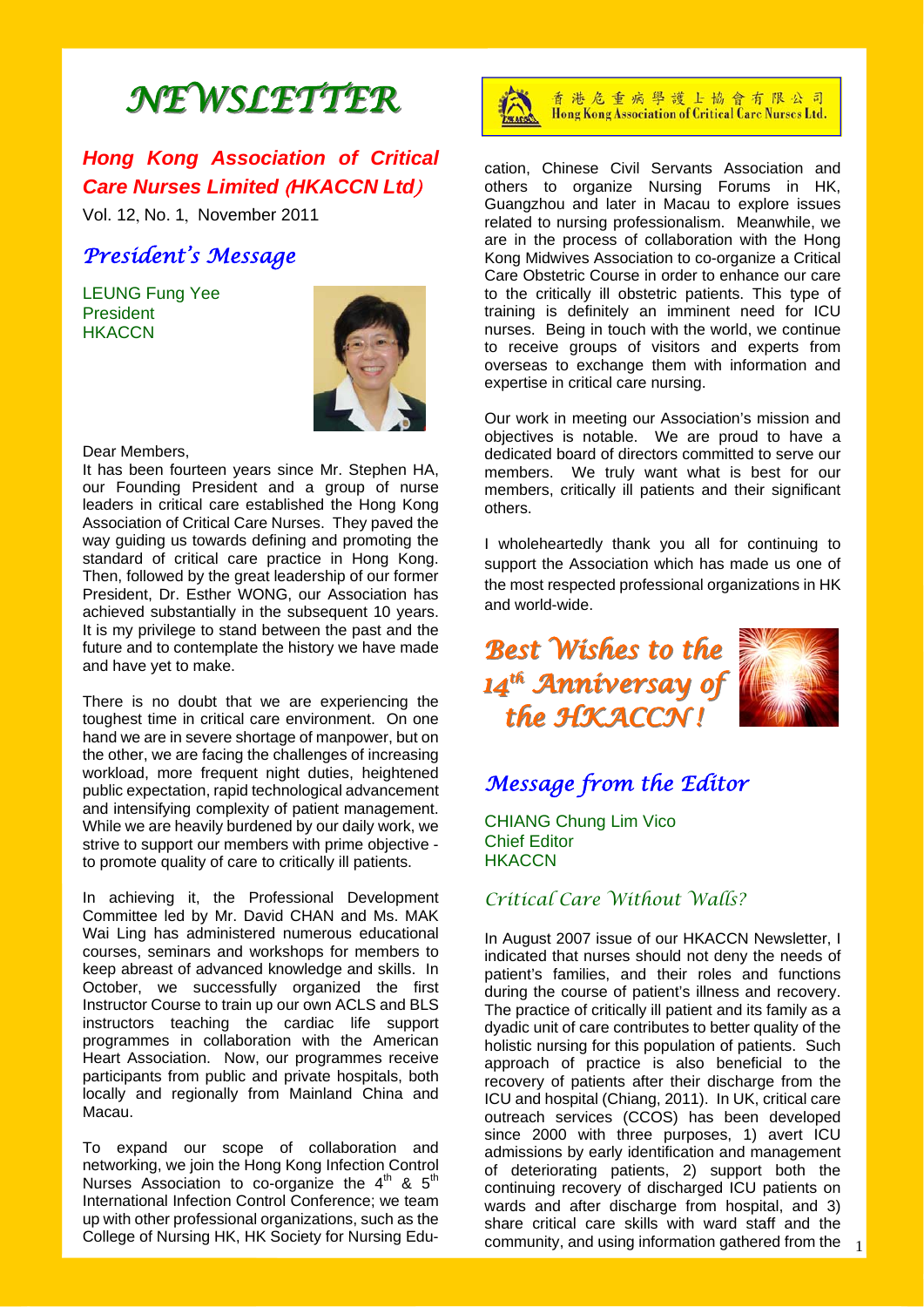# NEWSLETTER

## *Hong Kong Association of Critical Care Nurses Limited (HKACCN Ltd)*

Vol. 12, No. 1, November 2011

香港危重病學護士協會有限公司
Hong Kong Association of Critical Care Nurses Ltd.

## *President's Message*

LEUNG Fung Yee
President
HKACCN

Dear Members,

It has been fourteen years since Mr. Stephen HA, our Founding President and a group of nurse leaders in critical care established the Hong Kong Association of Critical Care Nurses. They paved the way guiding us towards defining and promoting the standard of critical care practice in Hong Kong. Then, followed by the great leadership of our former President, Dr. Esther WONG, our Association has achieved substantially in the subsequent 10 years. It is my privilege to stand between the past and the future and to contemplate the history we have made and have yet to make.

There is no doubt that we are experiencing the toughest time in critical care environment. On one hand we are in severe shortage of manpower, but on the other, we are facing the challenges of increasing workload, more frequent night duties, heightened public expectation, rapid technological advancement and intensifying complexity of patient management. While we are heavily burdened by our daily work, we strive to support our members with prime objective - to promote quality of care to critically ill patients.

In achieving it, the Professional Development Committee led by Mr. David CHAN and Ms. MAK Wai Ling has administered numerous educational courses, seminars and workshops for members to keep abreast of advanced knowledge and skills. In October, we successfully organized the first Instructor Course to train up our own ACLS and BLS instructors teaching the cardiac life support programmes in collaboration with the American Heart Association. Now, our programmes receive participants from public and private hospitals, both locally and regionally from Mainland China and Macau.

To expand our scope of collaboration and networking, we join the Hong Kong Infection Control Nurses Association to co-organize the 4th & 5th International Infection Control Conference; we team up with other professional organizations, such as the College of Nursing HK, HK Society for Nursing Education, Chinese Civil Servants Association and others to organize Nursing Forums in HK, Guangzhou and later in Macau to explore issues related to nursing professionalism. Meanwhile, we are in the process of collaboration with the Hong Kong Midwives Association to co-organize a Critical Care Obstetric Course in order to enhance our care to the critically ill obstetric patients. This type of training is definitely an imminent need for ICU nurses. Being in touch with the world, we continue to receive groups of visitors and experts from overseas to exchange them with information and expertise in critical care nursing.

Our work in meeting our Association's mission and objectives is notable. We are proud to have a dedicated board of directors committed to serve our members. We truly want what is best for our members, critically ill patients and their significant others.

I wholeheartedly thank you all for continuing to support the Association which has made us one of the most respected professional organizations in HK and world-wide.

***Best Wishes to the 14th Anniversay of the HKACCN!***

## *Message from the Editor*

CHIANG Chung Lim Vico
Chief Editor
HKACCN

### *Critical Care Without Walls?*

In August 2007 issue of our HKACCN Newsletter, I indicated that nurses should not deny the needs of patient's families, and their roles and functions during the course of patient's illness and recovery. The practice of critically ill patient and its family as a dyadic unit of care contributes to better quality of the holistic nursing for this population of patients. Such approach of practice is also beneficial to the recovery of patients after their discharge from the ICU and hospital (Chiang, 2011). In UK, critical care outreach services (CCOS) has been developed since 2000 with three purposes, 1) avert ICU admissions by early identification and management of deteriorating patients, 2) support both the continuing recovery of discharged ICU patients on wards and after discharge from hospital, and 3) share critical care skills with ward staff and the community, and using information gathered from the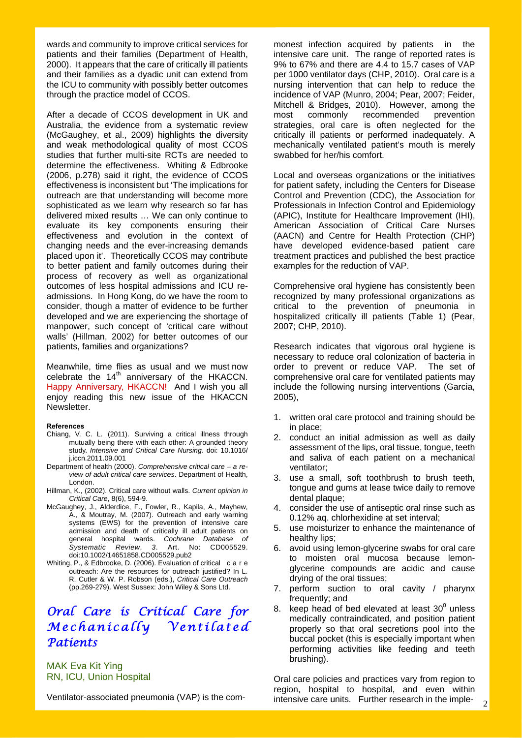wards and community to improve critical services for patients and their families (Department of Health, 2000). It appears that the care of critically ill patients and their families as a dyadic unit can extend from the ICU to community with possibly better outcomes through the practice model of CCOS.

After a decade of CCOS development in UK and Australia, the evidence from a systematic review (McGaughey, et al., 2009) highlights the diversity and weak methodological quality of most CCOS studies that further multi-site RCTs are needed to determine the effectiveness. Whiting & Edbrooke (2006, p.278) said it right, the evidence of CCOS effectiveness is inconsistent but 'The implications for outreach are that understanding will become more sophisticated as we learn why research so far has delivered mixed results … We can only continue to evaluate its key components ensuring their effectiveness and evolution in the context of changing needs and the ever-increasing demands placed upon it'. Theoretically CCOS may contribute to better patient and family outcomes during their process of recovery as well as organizational outcomes of less hospital admissions and ICU re-admissions. In Hong Kong, do we have the room to consider, though a matter of evidence to be further developed and we are experiencing the shortage of manpower, such concept of 'critical care without walls' (Hillman, 2002) for better outcomes of our patients, families and organizations?

Meanwhile, time flies as usual and we must now celebrate the 14th anniversary of the HKACCN. Happy Anniversary, HKACCN! And I wish you all enjoy reading this new issue of the HKACCN Newsletter.

**References**

Chiang, V. C. L. (2011). Surviving a critical illness through mutually being there with each other: A grounded theory study. *Intensive and Critical Care Nursing*. doi: 10.1016/j.iccn.2011.09.001

Department of health (2000). *Comprehensive critical care – a review of adult critical care services*. Department of Health, London.

Hillman, K., (2002). Critical care without walls. *Current opinion in Critical Care*, 8(6), 594-9.

McGaughey, J., Alderdice, F., Fowler, R., Kapila, A., Mayhew, A., & Moutray, M. (2007). Outreach and early warning systems (EWS) for the prevention of intensive care admission and death of critically ill adult patients on general hospital wards. *Cochrane Database of Systematic Review*, *3*. Art. No: CD005529. doi:10.1002/14651858.CD005529.pub2

Whiting, P., & Edbrooke, D. (2006). Evaluation of critical care outreach: Are the resources for outreach justified? In L. R. Cutler & W. P. Robson (eds.), *Critical Care Outreach* (pp.269-279). West Sussex: John Wiley & Sons Ltd.

## *Oral Care is Critical Care for Mechanically Ventilated Patients*

MAK Eva Kit Ying
RN, ICU, Union Hospital

Ventilator-associated pneumonia (VAP) is the commonest infection acquired by patients in the intensive care unit. The range of reported rates is 9% to 67% and there are 4.4 to 15.7 cases of VAP per 1000 ventilator days (CHP, 2010). Oral care is a nursing intervention that can help to reduce the incidence of VAP (Munro, 2004; Pear, 2007; Feider, Mitchell & Bridges, 2010). However, among the most commonly recommended prevention strategies, oral care is often neglected for the critically ill patients or performed inadequately. A mechanically ventilated patient's mouth is merely swabbed for her/his comfort.

Local and overseas organizations or the initiatives for patient safety, including the Centers for Disease Control and Prevention (CDC), the Association for Professionals in Infection Control and Epidemiology (APIC), Institute for Healthcare Improvement (IHI), American Association of Critical Care Nurses (AACN) and Centre for Health Protection (CHP) have developed evidence-based patient care treatment practices and published the best practice examples for the reduction of VAP.

Comprehensive oral hygiene has consistently been recognized by many professional organizations as critical to the prevention of pneumonia in hospitalized critically ill patients (Table 1) (Pear, 2007; CHP, 2010).

Research indicates that vigorous oral hygiene is necessary to reduce oral colonization of bacteria in order to prevent or reduce VAP. The set of comprehensive oral care for ventilated patients may include the following nursing interventions (Garcia, 2005),

1. written oral care protocol and training should be in place;
2. conduct an initial admission as well as daily assessment of the lips, oral tissue, tongue, teeth and saliva of each patient on a mechanical ventilator;
3. use a small, soft toothbrush to brush teeth, tongue and gums at lease twice daily to remove dental plaque;
4. consider the use of antiseptic oral rinse such as 0.12% aq. chlorhexidine at set interval;
5. use moisturizer to enhance the maintenance of healthy lips;
6. avoid using lemon-glycerine swabs for oral care to moisten oral mucosa because lemon-glycerine compounds are acidic and cause drying of the oral tissues;
7. perform suction to oral cavity / pharynx frequently; and
8. keep head of bed elevated at least $30^0$ unless medically contraindicated, and position patient properly so that oral secretions pool into the buccal pocket (this is especially important when performing activities like feeding and teeth brushing).

Oral care policies and practices vary from region to region, hospital to hospital, and even within intensive care units. Further research in the imple-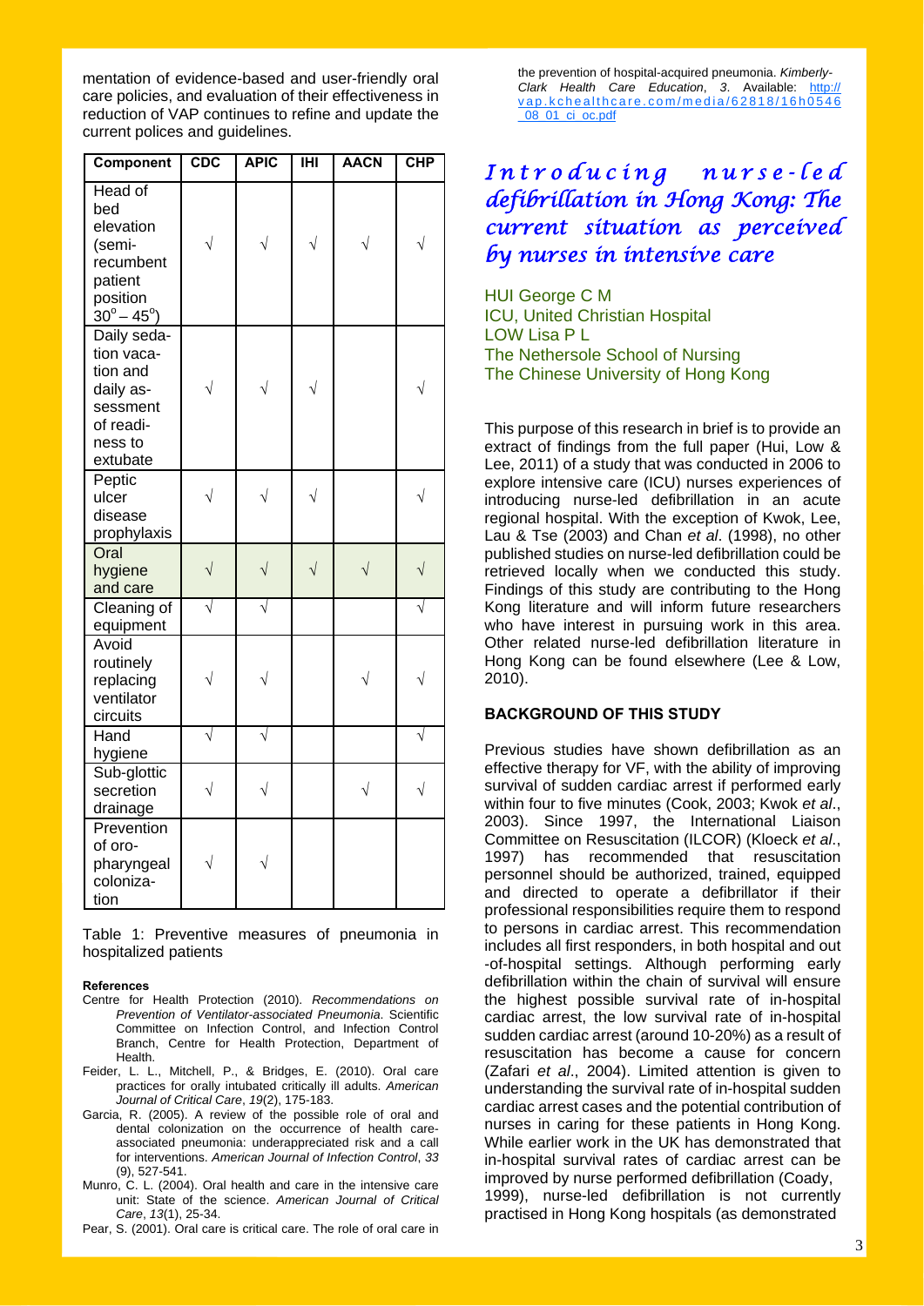mentation of evidence-based and user-friendly oral care policies, and evaluation of their effectiveness in reduction of VAP continues to refine and update the current polices and guidelines.

| Component | CDC | APIC | IHI | AACN | CHP |
|---|---|---|---|---|---|
| Head of bed elevation (semi-recumbent patient position $30^o – 45^o$) | √ | √ | √ | √ | √ |
| Daily sedation vacation and daily assessment of readiness to extubate | √ | √ | √ | | √ |
| Peptic ulcer disease prophylaxis | √ | √ | √ | | √ |
| Oral hygiene and care | √ | √ | √ | √ | √ |
| Cleaning of equipment | √ | √ | | | √ |
| Avoid routinely replacing ventilator circuits | √ | √ | | √ | √ |
| Hand hygiene | √ | √ | | | √ |
| Sub-glottic secretion drainage | √ | √ | | √ | √ |
| Prevention of oro-pharyngeal colonization | √ | √ | | | |

Table 1: Preventive measures of pneumonia in hospitalized patients

**References**

Centre for Health Protection (2010). *Recommendations on Prevention of Ventilator-associated Pneumonia*. Scientific Committee on Infection Control, and Infection Control Branch, Centre for Health Protection, Department of Health.

Feider, L. L., Mitchell, P., & Bridges, E. (2010). Oral care practices for orally intubated critically ill adults. *American Journal of Critical Care*, *19*(2), 175-183.

Garcia, R. (2005). A review of the possible role of oral and dental colonization on the occurrence of health care-associated pneumonia: underappreciated risk and a call for interventions. *American Journal of Infection Control*, *33* (9), 527-541.

Munro, C. L. (2004). Oral health and care in the intensive care unit: State of the science. *American Journal of Critical Care*, *13*(1), 25-34.

Pear, S. (2001). Oral care is critical care. The role of oral care in the prevention of hospital-acquired pneumonia. *Kimberly-Clark Health Care Education*, *3*. Available: http://vap.kchealthcare.com/media/62818/16h0546_08_01_ci_oc.pdf

# *Introducing nurse-led defibrillation in Hong Kong: The current situation as perceived by nurses in intensive care*

HUI George C M
ICU, United Christian Hospital
LOW Lisa P L
The Nethersole School of Nursing
The Chinese University of Hong Kong

This purpose of this research in brief is to provide an extract of findings from the full paper (Hui, Low & Lee, 2011) of a study that was conducted in 2006 to explore intensive care (ICU) nurses experiences of introducing nurse-led defibrillation in an acute regional hospital. With the exception of Kwok, Lee, Lau & Tse (2003) and Chan *et al*. (1998), no other published studies on nurse-led defibrillation could be retrieved locally when we conducted this study. Findings of this study are contributing to the Hong Kong literature and will inform future researchers who have interest in pursuing work in this area. Other related nurse-led defibrillation literature in Hong Kong can be found elsewhere (Lee & Low, 2010).

## BACKGROUND OF THIS STUDY

Previous studies have shown defibrillation as an effective therapy for VF, with the ability of improving survival of sudden cardiac arrest if performed early within four to five minutes (Cook, 2003; Kwok *et al*., 2003). Since 1997, the International Liaison Committee on Resuscitation (ILCOR) (Kloeck *et al*., 1997) has recommended that resuscitation personnel should be authorized, trained, equipped and directed to operate a defibrillator if their professional responsibilities require them to respond to persons in cardiac arrest. This recommendation includes all first responders, in both hospital and out-of-hospital settings. Although performing early defibrillation within the chain of survival will ensure the highest possible survival rate of in-hospital cardiac arrest, the low survival rate of in-hospital sudden cardiac arrest (around 10-20%) as a result of resuscitation has become a cause for concern (Zafari *et al*., 2004). Limited attention is given to understanding the survival rate of in-hospital sudden cardiac arrest cases and the potential contribution of nurses in caring for these patients in Hong Kong. While earlier work in the UK has demonstrated that in-hospital survival rates of cardiac arrest can be improved by nurse performed defibrillation (Coady, 1999), nurse-led defibrillation is not currently practised in Hong Kong hospitals (as demonstrated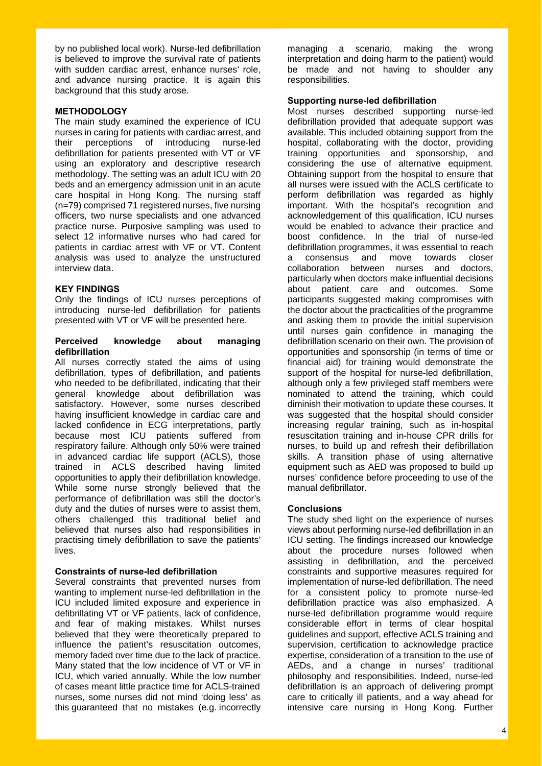by no published local work). Nurse-led defibrillation is believed to improve the survival rate of patients with sudden cardiac arrest, enhance nurses' role, and advance nursing practice. It is again this background that this study arose.

## METHODOLOGY

The main study examined the experience of ICU nurses in caring for patients with cardiac arrest, and their perceptions of introducing nurse-led defibrillation for patients presented with VT or VF using an exploratory and descriptive research methodology. The setting was an adult ICU with 20 beds and an emergency admission unit in an acute care hospital in Hong Kong. The nursing staff (n=79) comprised 71 registered nurses, five nursing officers, two nurse specialists and one advanced practice nurse. Purposive sampling was used to select 12 informative nurses who had cared for patients in cardiac arrest with VF or VT. Content analysis was used to analyze the unstructured interview data.

## KEY FINDINGS

Only the findings of ICU nurses perceptions of introducing nurse-led defibrillation for patients presented with VT or VF will be presented here.

### Perceived knowledge about managing defibrillation

All nurses correctly stated the aims of using defibrillation, types of defibrillation, and patients who needed to be defibrillated, indicating that their general knowledge about defibrillation was satisfactory. However, some nurses described having insufficient knowledge in cardiac care and lacked confidence in ECG interpretations, partly because most ICU patients suffered from respiratory failure. Although only 50% were trained in advanced cardiac life support (ACLS), those trained in ACLS described having limited opportunities to apply their defibrillation knowledge. While some nurse strongly believed that the performance of defibrillation was still the doctor's duty and the duties of nurses were to assist them, others challenged this traditional belief and believed that nurses also had responsibilities in practising timely defibrillation to save the patients' lives.

### Constraints of nurse-led defibrillation

Several constraints that prevented nurses from wanting to implement nurse-led defibrillation in the ICU included limited exposure and experience in defibrillating VT or VF patients, lack of confidence, and fear of making mistakes. Whilst nurses believed that they were theoretically prepared to influence the patient's resuscitation outcomes, memory faded over time due to the lack of practice. Many stated that the low incidence of VT or VF in ICU, which varied annually. While the low number of cases meant little practice time for ACLS-trained nurses, some nurses did not mind 'doing less' as this guaranteed that no mistakes (e.g. incorrectly managing a scenario, making the wrong interpretation and doing harm to the patient) would be made and not having to shoulder any responsibilities.

### Supporting nurse-led defibrillation

Most nurses described supporting nurse-led defibrillation provided that adequate support was available. This included obtaining support from the hospital, collaborating with the doctor, providing training opportunities and sponsorship, and considering the use of alternative equipment. Obtaining support from the hospital to ensure that all nurses were issued with the ACLS certificate to perform defibrillation was regarded as highly important. With the hospital's recognition and acknowledgement of this qualification, ICU nurses would be enabled to advance their practice and boost confidence. In the trial of nurse-led defibrillation programmes, it was essential to reach a consensus and move towards closer collaboration between nurses and doctors, particularly when doctors make influential decisions about patient care and outcomes. Some participants suggested making compromises with the doctor about the practicalities of the programme and asking them to provide the initial supervision until nurses gain confidence in managing the defibrillation scenario on their own. The provision of opportunities and sponsorship (in terms of time or financial aid) for training would demonstrate the support of the hospital for nurse-led defibrillation, although only a few privileged staff members were nominated to attend the training, which could diminish their motivation to update these courses. It was suggested that the hospital should consider increasing regular training, such as in-hospital resuscitation training and in-house CPR drills for nurses, to build up and refresh their defibrillation skills. A transition phase of using alternative equipment such as AED was proposed to build up nurses' confidence before proceeding to use of the manual defibrillator.

### Conclusions

The study shed light on the experience of nurses views about performing nurse-led defibrillation in an ICU setting. The findings increased our knowledge about the procedure nurses followed when assisting in defibrillation, and the perceived constraints and supportive measures required for implementation of nurse-led defibrillation. The need for a consistent policy to promote nurse-led defibrillation practice was also emphasized. A nurse-led defibrillation programme would require considerable effort in terms of clear hospital guidelines and support, effective ACLS training and supervision, certification to acknowledge practice expertise, consideration of a transition to the use of AEDs, and a change in nurses' traditional philosophy and responsibilities. Indeed, nurse-led defibrillation is an approach of delivering prompt care to critically ill patients, and a way ahead for intensive care nursing in Hong Kong. Further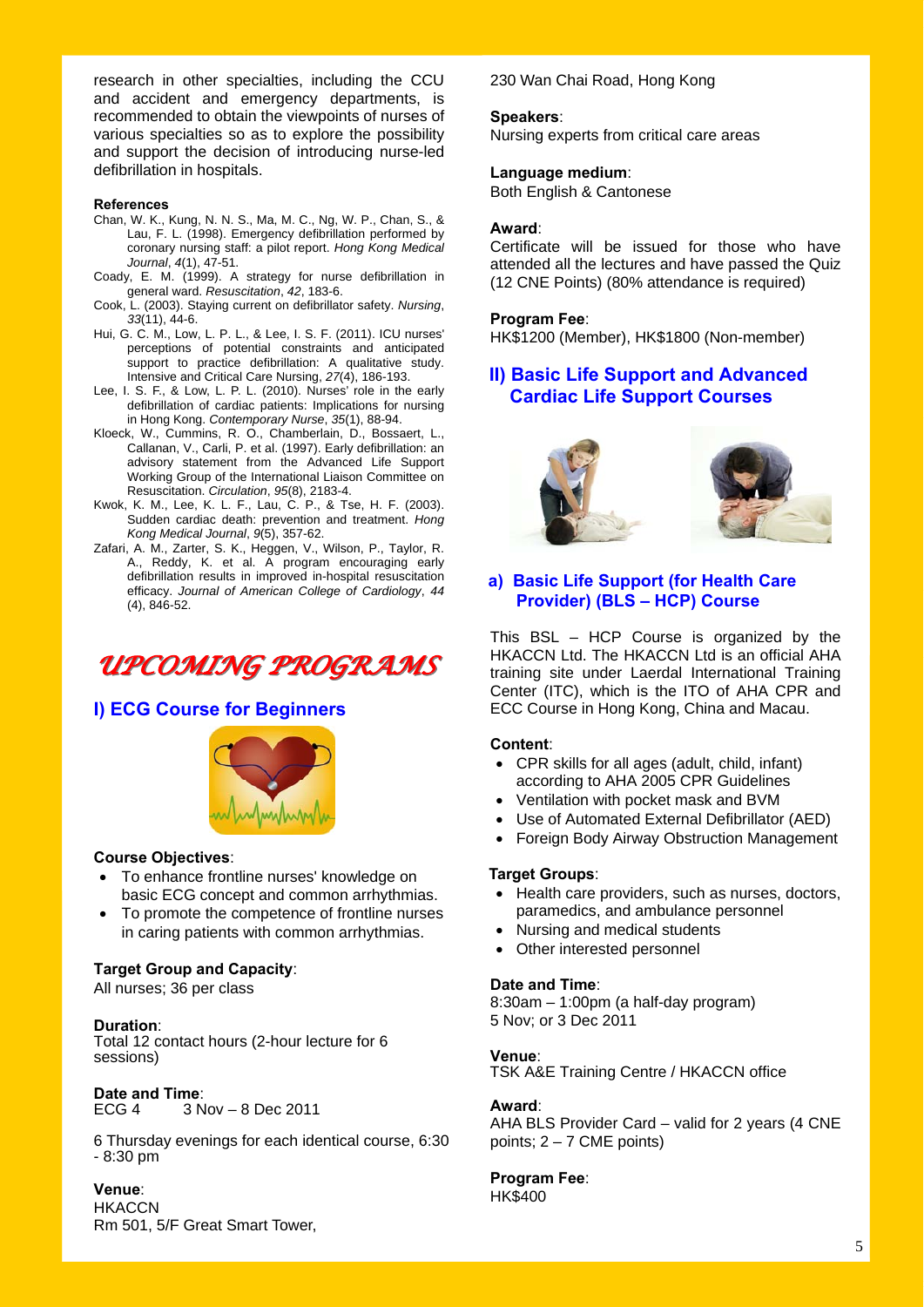research in other specialties, including the CCU and accident and emergency departments, is recommended to obtain the viewpoints of nurses of various specialties so as to explore the possibility and support the decision of introducing nurse-led defibrillation in hospitals.

**References**

Chan, W. K., Kung, N. N. S., Ma, M. C., Ng, W. P., Chan, S., & Lau, F. L. (1998). Emergency defibrillation performed by coronary nursing staff: a pilot report. *Hong Kong Medical Journal*, *4*(1), 47-51.

Coady, E. M. (1999). A strategy for nurse defibrillation in general ward. *Resuscitation*, *42*, 183-6.

Cook, L. (2003). Staying current on defibrillator safety. *Nursing*, *33*(11), 44-6.

Hui, G. C. M., Low, L. P. L., & Lee, I. S. F. (2011). ICU nurses' perceptions of potential constraints and anticipated support to practice defibrillation: A qualitative study. Intensive and Critical Care Nursing, *27*(4), 186-193.

Lee, I. S. F., & Low, L. P. L. (2010). Nurses' role in the early defibrillation of cardiac patients: Implications for nursing in Hong Kong. *Contemporary Nurse*, *35*(1), 88-94.

Kloeck, W., Cummins, R. O., Chamberlain, D., Bossaert, L., Callanan, V., Carli, P. et al. (1997). Early defibrillation: an advisory statement from the Advanced Life Support Working Group of the International Liaison Committee on Resuscitation. *Circulation*, *95*(8), 2183-4.

Kwok, K. M., Lee, K. L. F., Lau, C. P., & Tse, H. F. (2003). Sudden cardiac death: prevention and treatment. *Hong Kong Medical Journal*, *9*(5), 357-62.

Zafari, A. M., Zarter, S. K., Heggen, V., Wilson, P., Taylor, R. A., Reddy, K. et al. A program encouraging early defibrillation results in improved in-hospital resuscitation efficacy. *Journal of American College of Cardiology*, *44* (4), 846-52.

# UPCOMING PROGRAMS

## I) ECG Course for Beginners

**Course Objectives**:

- To enhance frontline nurses' knowledge on basic ECG concept and common arrhythmias.
- To promote the competence of frontline nurses in caring patients with common arrhythmias.

**Target Group and Capacity**:
All nurses; 36 per class

**Duration**:
Total 12 contact hours (2-hour lecture for 6 sessions)

**Date and Time**:
ECG 4 3 Nov – 8 Dec 2011

6 Thursday evenings for each identical course, 6:30 - 8:30 pm

**Venue**:
HKACCN
Rm 501, 5/F Great Smart Tower,
230 Wan Chai Road, Hong Kong

**Speakers**:
Nursing experts from critical care areas

**Language medium**:
Both English & Cantonese

**Award**:
Certificate will be issued for those who have attended all the lectures and have passed the Quiz (12 CNE Points) (80% attendance is required)

**Program Fee**:
HK$1200 (Member), HK$1800 (Non-member)

## II) Basic Life Support and Advanced Cardiac Life Support Courses

### a) Basic Life Support (for Health Care Provider) (BLS – HCP) Course

This BSL – HCP Course is organized by the HKACCN Ltd. The HKACCN Ltd is an official AHA training site under Laerdal International Training Center (ITC), which is the ITO of AHA CPR and ECC Course in Hong Kong, China and Macau.

**Content**:

- CPR skills for all ages (adult, child, infant) according to AHA 2005 CPR Guidelines
- Ventilation with pocket mask and BVM
- Use of Automated External Defibrillator (AED)
- Foreign Body Airway Obstruction Management

**Target Groups**:

- Health care providers, such as nurses, doctors, paramedics, and ambulance personnel
- Nursing and medical students
- Other interested personnel

**Date and Time**:
8:30am – 1:00pm (a half-day program)
5 Nov; or 3 Dec 2011

**Venue**:
TSK A&E Training Centre / HKACCN office

**Award**:
AHA BLS Provider Card – valid for 2 years (4 CNE points; 2 – 7 CME points)

**Program Fee**:
HK$400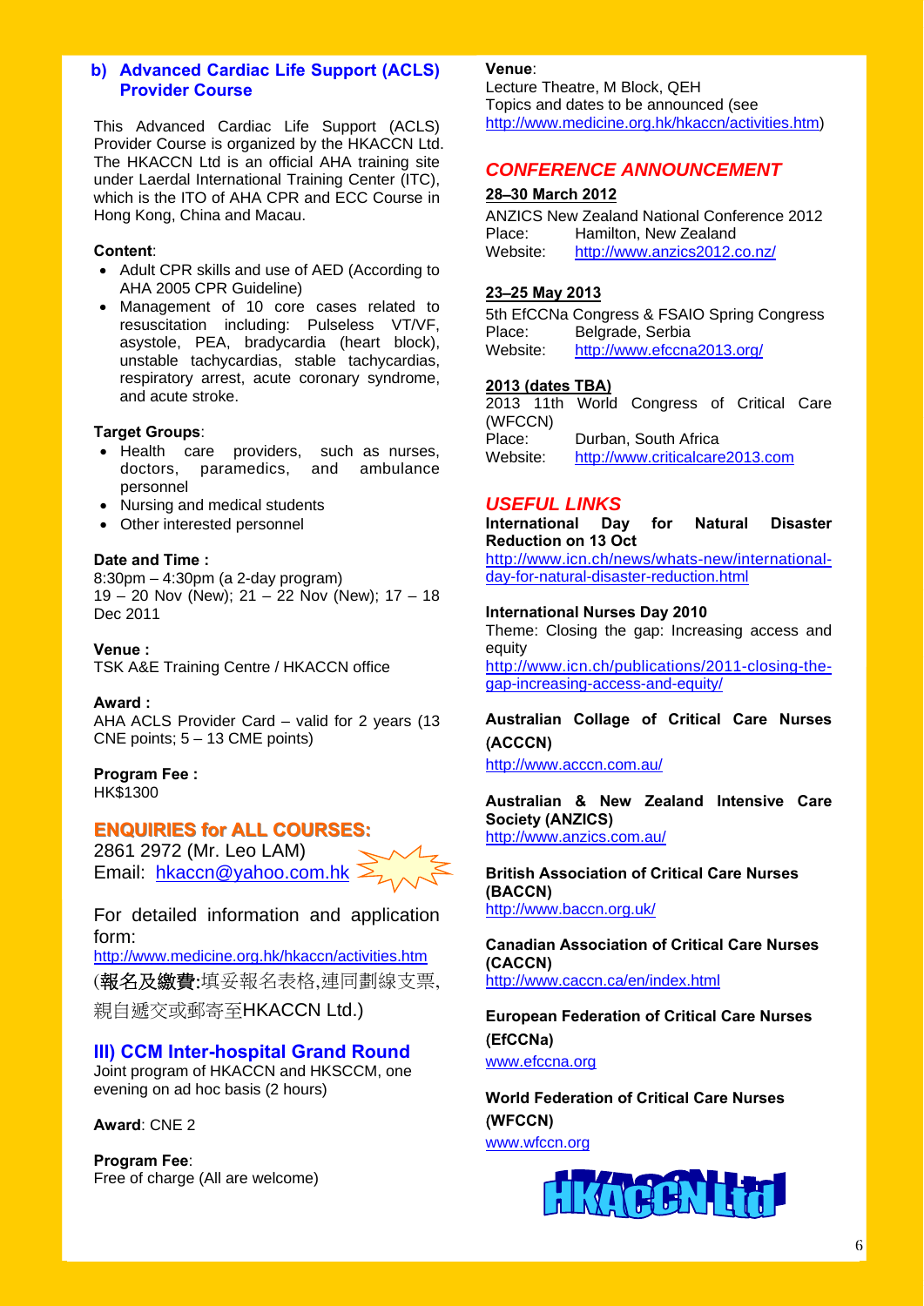### b) Advanced Cardiac Life Support (ACLS) Provider Course

This Advanced Cardiac Life Support (ACLS) Provider Course is organized by the HKACCN Ltd. The HKACCN Ltd is an official AHA training site under Laerdal International Training Center (ITC), which is the ITO of AHA CPR and ECC Course in Hong Kong, China and Macau.

**Content**:

- Adult CPR skills and use of AED (According to AHA 2005 CPR Guideline)
- Management of 10 core cases related to resuscitation including: Pulseless VT/VF, asystole, PEA, bradycardia (heart block), unstable tachycardias, stable tachycardias, respiratory arrest, acute coronary syndrome, and acute stroke.

**Target Groups**:

- Health care providers, such as nurses, doctors, paramedics, and ambulance personnel
- Nursing and medical students
- Other interested personnel

**Date and Time :**
8:30pm – 4:30pm (a 2-day program)
19 – 20 Nov (New); 21 – 22 Nov (New); 17 – 18 Dec 2011

**Venue :**
TSK A&E Training Centre / HKACCN office

**Award :**
AHA ACLS Provider Card – valid for 2 years (13 CNE points; 5 – 13 CME points)

**Program Fee :**
HK$1300

### ENQUIRIES for ALL COURSES:

2861 2972 (Mr. Leo LAM)
Email: hkaccn@yahoo.com.hk

For detailed information and application form:
http://www.medicine.org.hk/hkaccn/activities.htm
(**報名及繳費:**填妥報名表格,連同劃線支票,親自遞交或郵寄至HKACCN Ltd.)

### III) CCM Inter-hospital Grand Round

Joint program of HKACCN and HKSCCM, one evening on ad hoc basis (2 hours)

**Award**: CNE 2

**Program Fee**:
Free of charge (All are welcome)

**Venue**:
Lecture Theatre, M Block, QEH
Topics and dates to be announced (see http://www.medicine.org.hk/hkaccn/activities.htm)

## *CONFERENCE ANNOUNCEMENT*

**28–30 March 2012**

ANZICS New Zealand National Conference 2012
Place: Hamilton, New Zealand
Website: http://www.anzics2012.co.nz/

**23–25 May 2013**

5th EfCCNa Congress & FSAIO Spring Congress
Place: Belgrade, Serbia
Website: http://www.efccna2013.org/

**2013 (dates TBA)**

2013 11th World Congress of Critical Care (WFCCN)
Place: Durban, South Africa
Website: http://www.criticalcare2013.com

## *USEFUL LINKS*

**International Day for Natural Disaster Reduction on 13 Oct**
http://www.icn.ch/news/whats-new/international-day-for-natural-disaster-reduction.html

**International Nurses Day 2010**
Theme: Closing the gap: Increasing access and equity
http://www.icn.ch/publications/2011-closing-the-gap-increasing-access-and-equity/

**Australian Collage of Critical Care Nurses (ACCCN)**
http://www.acccn.com.au/

**Australian & New Zealand Intensive Care Society (ANZICS)**
http://www.anzics.com.au/

**British Association of Critical Care Nurses (BACCN)**
http://www.baccn.org.uk/

**Canadian Association of Critical Care Nurses (CACCN)**
http://www.caccn.ca/en/index.html

**European Federation of Critical Care Nurses (EfCCNa)**
www.efccna.org

**World Federation of Critical Care Nurses (WFCCN)**
www.wfccn.org

HKACCN Ltd